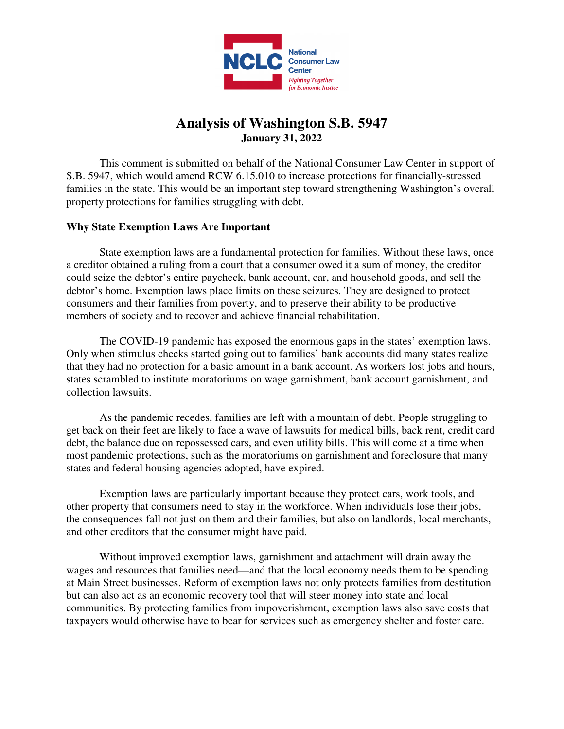# Analysis of Washington S.B. 5947

**January 31, 2022**

This comment is submitted on behalf of the National Consumer Law Center in support of S.B. 5947, which would amend RCW 6.15.010 to increase protections for financially-stressed families in the state. This would be an important step toward strengthening Washington's overall property protections for families struggling with debt.

**Why State Exemption Laws Are Important**

State exemption laws are a fundamental protection for families. Without these laws, once a creditor obtained a ruling from a court that a consumer owed it a sum of money, the creditor could seize the debtor's entire paycheck, bank account, car, and household goods, and sell the debtor's home. Exemption laws place limits on these seizures. They are designed to protect consumers and their families from poverty, and to preserve their ability to be productive members of society and to recover and achieve financial rehabilitation.

The COVID-19 pandemic has exposed the enormous gaps in the states' exemption laws. Only when stimulus checks started going out to families' bank accounts did many states realize that they had no protection for a basic amount in a bank account. As workers lost jobs and hours, states scrambled to institute moratoriums on wage garnishment, bank account garnishment, and collection lawsuits.

As the pandemic recedes, families are left with a mountain of debt. People struggling to get back on their feet are likely to face a wave of lawsuits for medical bills, back rent, credit card debt, the balance due on repossessed cars, and even utility bills. This will come at a time when most pandemic protections, such as the moratoriums on garnishment and foreclosure that many states and federal housing agencies adopted, have expired.

Exemption laws are particularly important because they protect cars, work tools, and other property that consumers need to stay in the workforce. When individuals lose their jobs, the consequences fall not just on them and their families, but also on landlords, local merchants, and other creditors that the consumer might have paid.

Without improved exemption laws, garnishment and attachment will drain away the wages and resources that families need—and that the local economy needs them to be spending at Main Street businesses. Reform of exemption laws not only protects families from destitution but can also act as an economic recovery tool that will steer money into state and local communities. By protecting families from impoverishment, exemption laws also save costs that taxpayers would otherwise have to bear for services such as emergency shelter and foster care.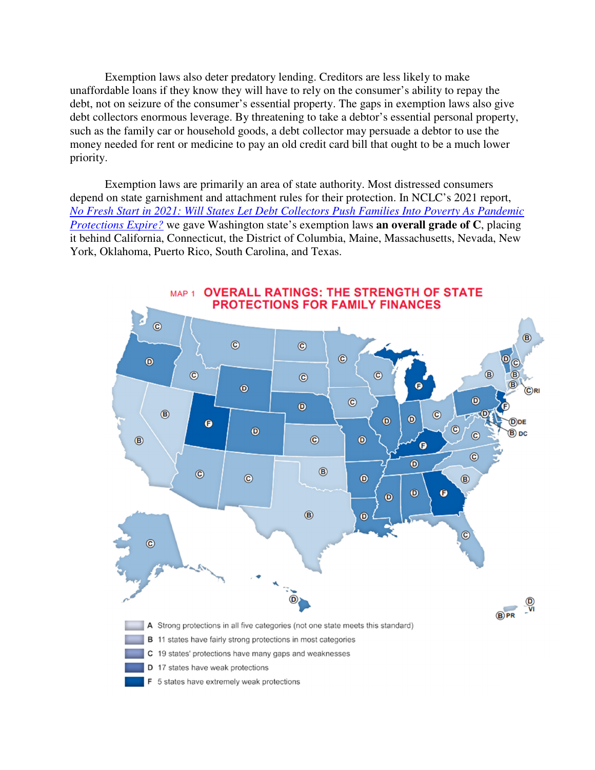Exemption laws also deter predatory lending. Creditors are less likely to make unaffordable loans if they know they will have to rely on the consumer's ability to repay the debt, not on seizure of the consumer's essential property. The gaps in exemption laws also give debt collectors enormous leverage. By threatening to take a debtor's essential personal property, such as the family car or household goods, a debt collector may persuade a debtor to use the money needed for rent or medicine to pay an old credit card bill that ought to be a much lower priority.

Exemption laws are primarily an area of state authority. Most distressed consumers depend on state garnishment and attachment rules for their protection. In NCLC's 2021 report, *No Fresh Start in 2021: Will States Let Debt Collectors Push Families Into Poverty As Pandemic Protections Expire?* we gave Washington state's exemption laws **an overall grade of C**, placing it behind California, Connecticut, the District of Columbia, Maine, Massachusetts, Nevada, New York, Oklahoma, Puerto Rico, South Carolina, and Texas.

MAP 1 OVERALL RATINGS: THE STRENGTH OF STATE PROTECTIONS FOR FAMILY FINANCES

- A Strong protections in all five categories (not one state meets this standard)
- B 11 states have fairly strong protections in most categories
- C 19 states' protections have many gaps and weaknesses
- D 17 states have weak protections
- F 5 states have extremely weak protections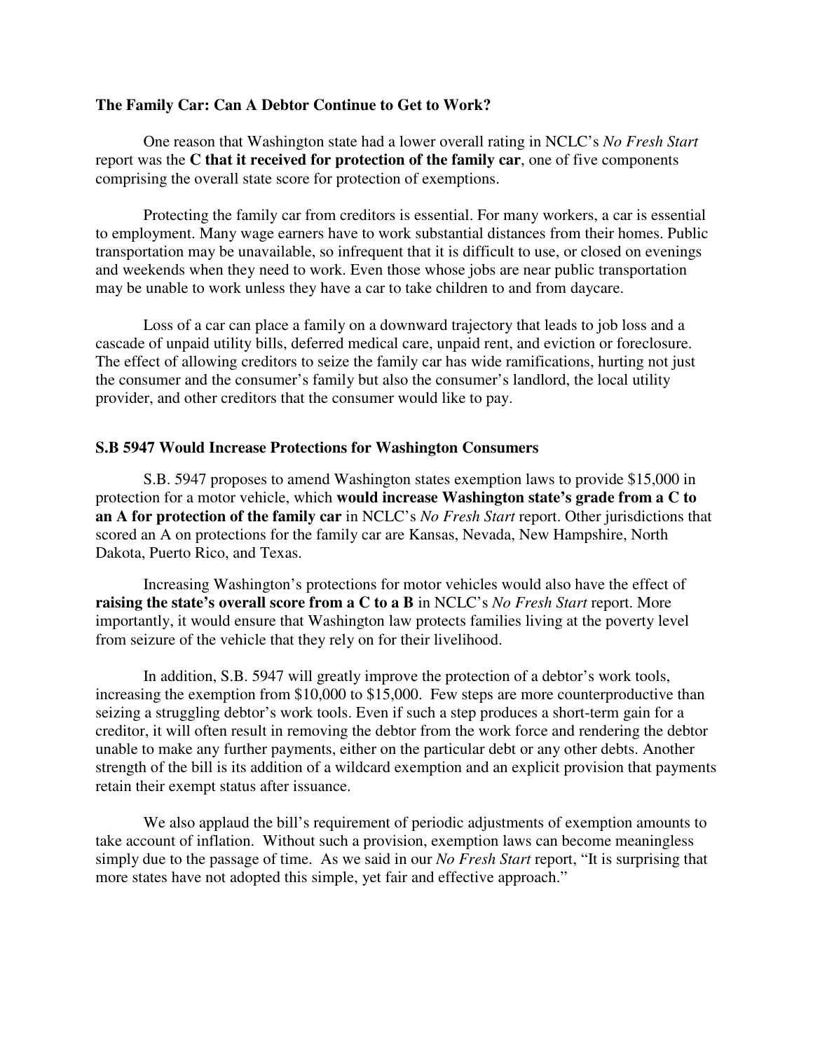### The Family Car: Can A Debtor Continue to Get to Work?

One reason that Washington state had a lower overall rating in NCLC's *No Fresh Start* report was the **C that it received for protection of the family car**, one of five components comprising the overall state score for protection of exemptions.

Protecting the family car from creditors is essential. For many workers, a car is essential to employment. Many wage earners have to work substantial distances from their homes. Public transportation may be unavailable, so infrequent that it is difficult to use, or closed on evenings and weekends when they need to work. Even those whose jobs are near public transportation may be unable to work unless they have a car to take children to and from daycare.

Loss of a car can place a family on a downward trajectory that leads to job loss and a cascade of unpaid utility bills, deferred medical care, unpaid rent, and eviction or foreclosure. The effect of allowing creditors to seize the family car has wide ramifications, hurting not just the consumer and the consumer's family but also the consumer's landlord, the local utility provider, and other creditors that the consumer would like to pay.

### S.B 5947 Would Increase Protections for Washington Consumers

S.B. 5947 proposes to amend Washington states exemption laws to provide $15,000 in protection for a motor vehicle, which **would increase Washington state's grade from a C to an A for protection of the family car** in NCLC's *No Fresh Start* report. Other jurisdictions that scored an A on protections for the family car are Kansas, Nevada, New Hampshire, North Dakota, Puerto Rico, and Texas.

Increasing Washington's protections for motor vehicles would also have the effect of **raising the state's overall score from a C to a B** in NCLC's *No Fresh Start* report. More importantly, it would ensure that Washington law protects families living at the poverty level from seizure of the vehicle that they rely on for their livelihood.

In addition, S.B. 5947 will greatly improve the protection of a debtor's work tools, increasing the exemption from $10,000 to $15,000. Few steps are more counterproductive than seizing a struggling debtor's work tools. Even if such a step produces a short-term gain for a creditor, it will often result in removing the debtor from the work force and rendering the debtor unable to make any further payments, either on the particular debt or any other debts. Another strength of the bill is its addition of a wildcard exemption and an explicit provision that payments retain their exempt status after issuance.

We also applaud the bill's requirement of periodic adjustments of exemption amounts to take account of inflation. Without such a provision, exemption laws can become meaningless simply due to the passage of time. As we said in our *No Fresh Start* report, "It is surprising that more states have not adopted this simple, yet fair and effective approach."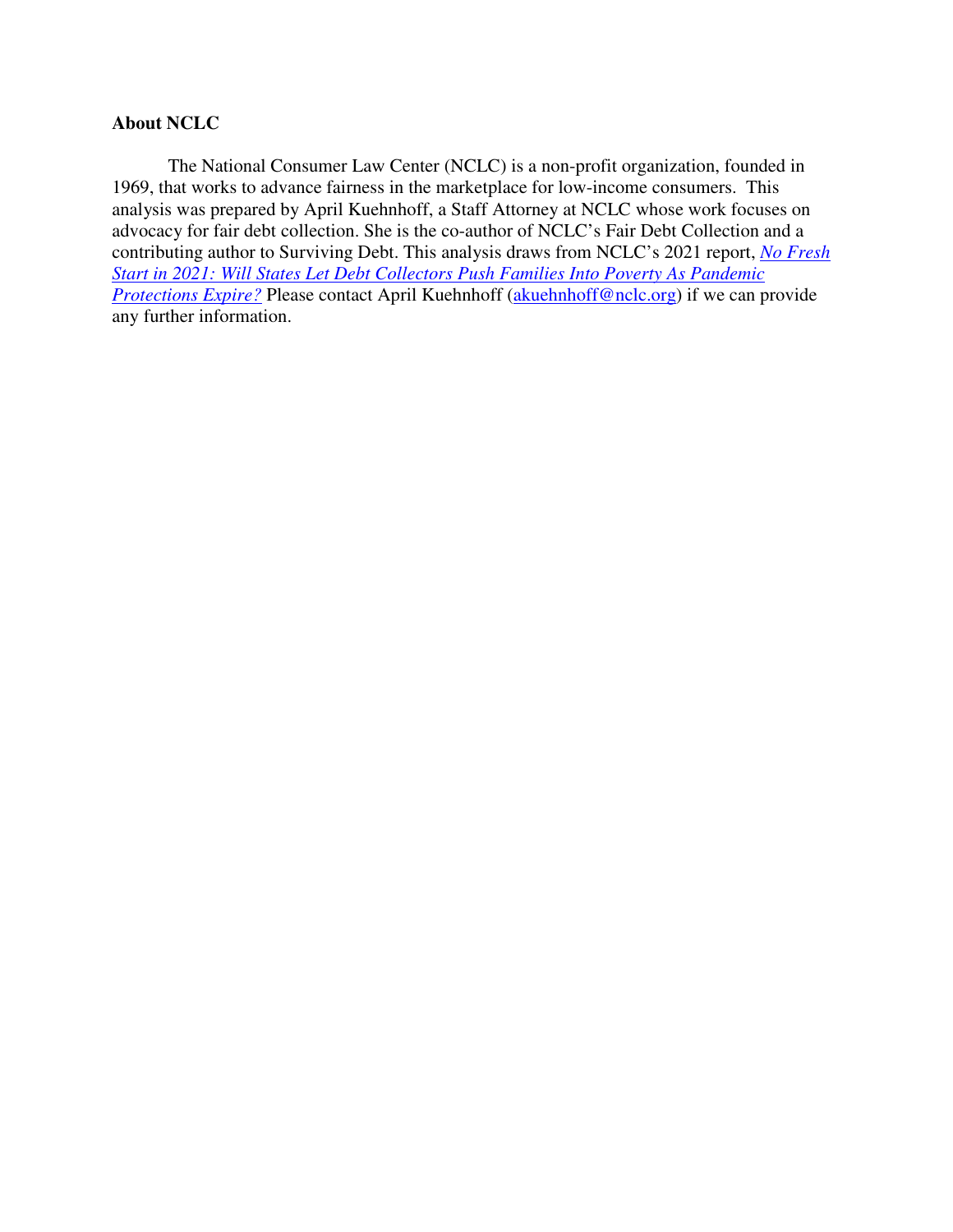## About NCLC

The National Consumer Law Center (NCLC) is a non-profit organization, founded in 1969, that works to advance fairness in the marketplace for low-income consumers. This analysis was prepared by April Kuehnhoff, a Staff Attorney at NCLC whose work focuses on advocacy for fair debt collection. She is the co-author of NCLC's Fair Debt Collection and a contributing author to Surviving Debt. This analysis draws from NCLC's 2021 report, *No Fresh Start in 2021: Will States Let Debt Collectors Push Families Into Poverty As Pandemic Protections Expire?* Please contact April Kuehnhoff (akuehnhoff@nclc.org) if we can provide any further information.